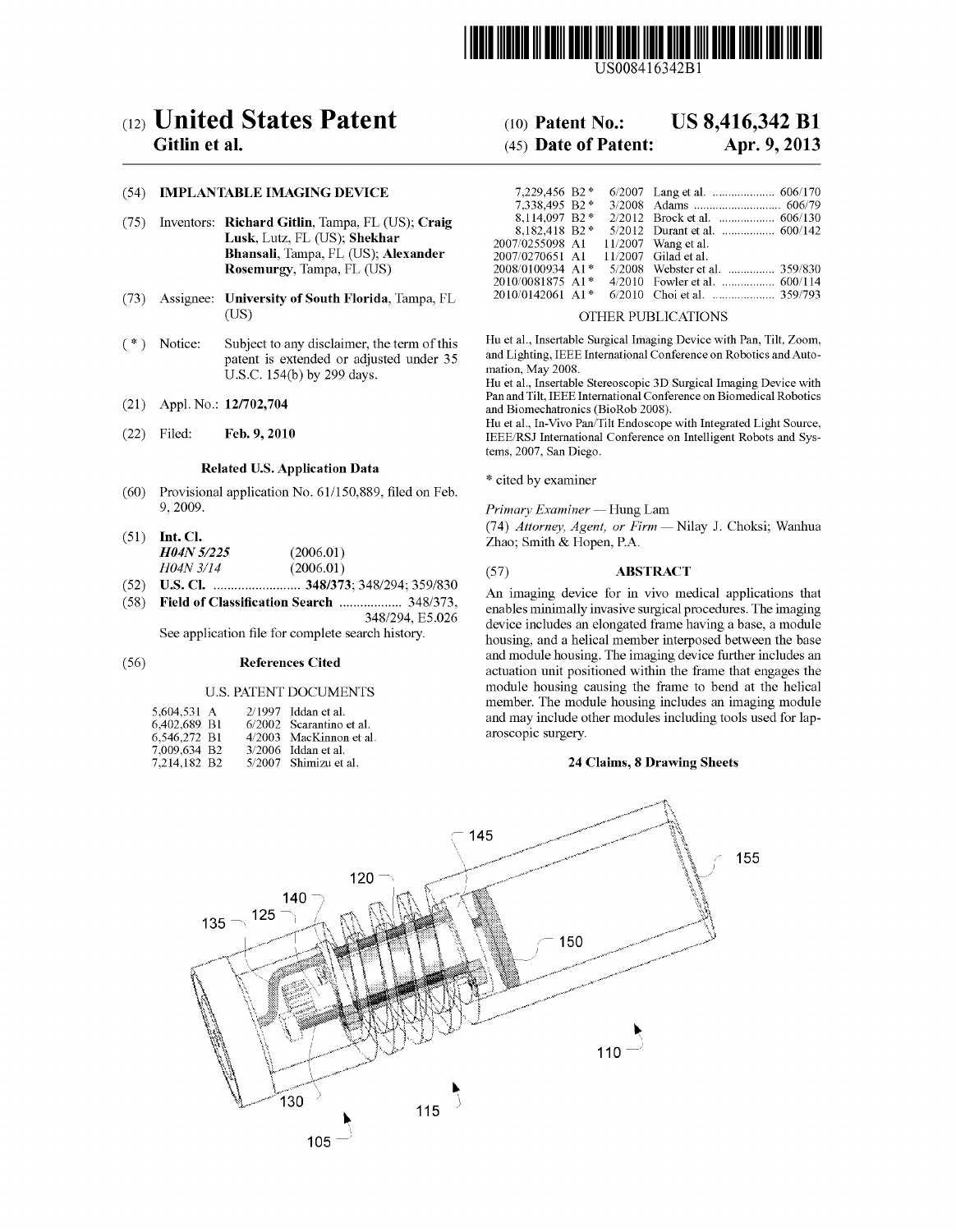US008416342B1

# (12) United States Patent
**Gitlin et al.**

(10) **Patent No.: US 8,416,342 B1**

(45) **Date of Patent: Apr. 9, 2013**

(54) **IMPLANTABLE IMAGING DEVICE**

(75) Inventors: **Richard Gitlin**, Tampa, FL (US); **Craig Lusk**, Lutz, FL (US); **Shekhar Bhansali**, Tampa, FL (US); **Alexander Rosemurgy**, Tampa, FL (US)

(73) Assignee: **University of South Florida**, Tampa, FL (US)

( * ) Notice: Subject to any disclaimer, the term of this patent is extended or adjusted under 35 U.S.C. 154(b) by 299 days.

(21) Appl. No.: **12/702,704**

(22) Filed: **Feb. 9, 2010**

### Related U.S. Application Data

(60) Provisional application No. 61/150,889, filed on Feb. 9, 2009.

(51) **Int. Cl.**
*H04N 5/225* (2006.01)
*H04N 3/14* (2006.01)

(52) **U.S. Cl.** ......................... **348/373**; 348/294; 359/830

(58) **Field of Classification Search** .................. 348/373, 348/294, E5.026
See application file for complete search history.

(56) **References Cited**

U.S. PATENT DOCUMENTS

| | | |
|---|---|---|
| 5,604,531 A | 2/1997 | Iddan et al. |
| 6,402,689 B1 | 6/2002 | Scarantino et al. |
| 6,546,272 B1 | 4/2003 | MacKinnon et al. |
| 7,009,634 B2 | 3/2006 | Iddan et al. |
| 7,214,182 B2 | 5/2007 | Shimizu et al. |
| 7,229,456 B2 * | 6/2007 | Lang et al. .................... 606/170 |
| 7,338,495 B2 * | 3/2008 | Adams ............................ 606/79 |
| 8,114,097 B2 * | 2/2012 | Brock et al. .................. 606/130 |
| 8,182,418 B2 * | 5/2012 | Durant et al. ................. 600/142 |
| 2007/0255098 A1 | 11/2007 | Wang et al. |
| 2007/0270651 A1 | 11/2007 | Gilad et al. |
| 2008/0100934 A1 * | 5/2008 | Webster et al. ............... 359/830 |
| 2010/0081875 A1 * | 4/2010 | Fowler et al. ................. 600/114 |
| 2010/0142061 A1 * | 6/2010 | Choi et al. .................... 359/793 |

OTHER PUBLICATIONS

Hu et al., Insertable Surgical Imaging Device with Pan, Tilt, Zoom, and Lighting, IEEE International Conference on Robotics and Automation, May 2008.

Hu et al., Insertable Stereoscopic 3D Surgical Imaging Device with Pan and Tilt, IEEE International Conference on Biomedical Robotics and Biomechatronics (BioRob 2008).

Hu et al., In-Vivo Pan/Tilt Endoscope with Integrated Light Source, IEEE/RSJ International Conference on Intelligent Robots and Systems, 2007, San Diego.

\* cited by examiner

*Primary Examiner* — Hung Lam

(74) *Attorney, Agent, or Firm* — Nilay J. Choksi; Wanhua Zhao; Smith & Hopen, P.A.

(57) **ABSTRACT**

An imaging device for in vivo medical applications that enables minimally invasive surgical procedures. The imaging device includes an elongated frame having a base, a module housing, and a helical member interposed between the base and module housing. The imaging device further includes an actuation unit positioned within the frame that engages the module housing causing the frame to bend at the helical member. The module housing includes an imaging module and may include other modules including tools used for laparoscopic surgery.

**24 Claims, 8 Drawing Sheets**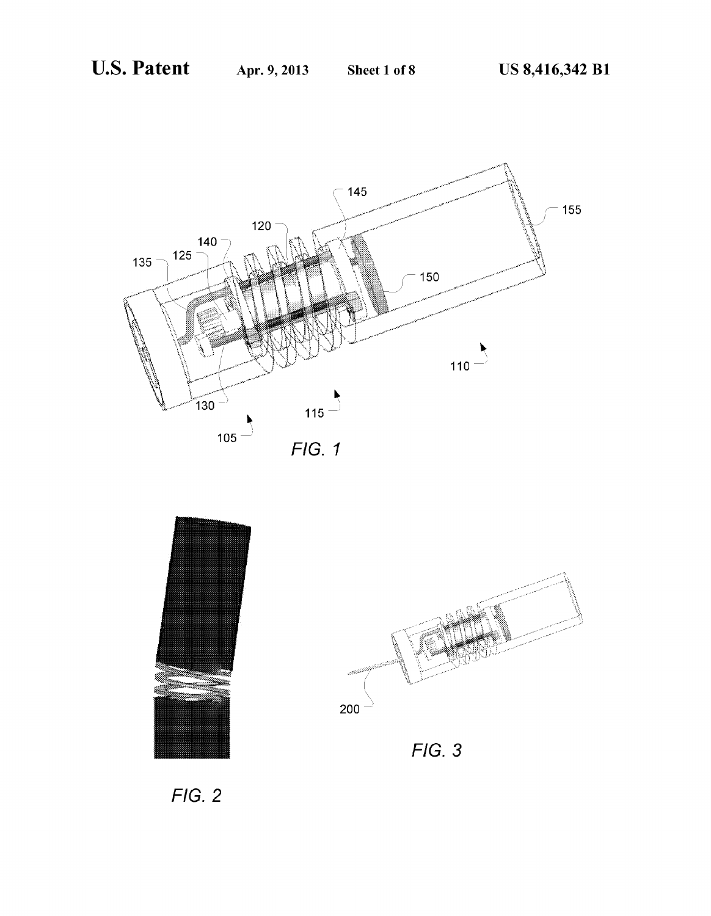FIG. 1

FIG. 2

FIG. 3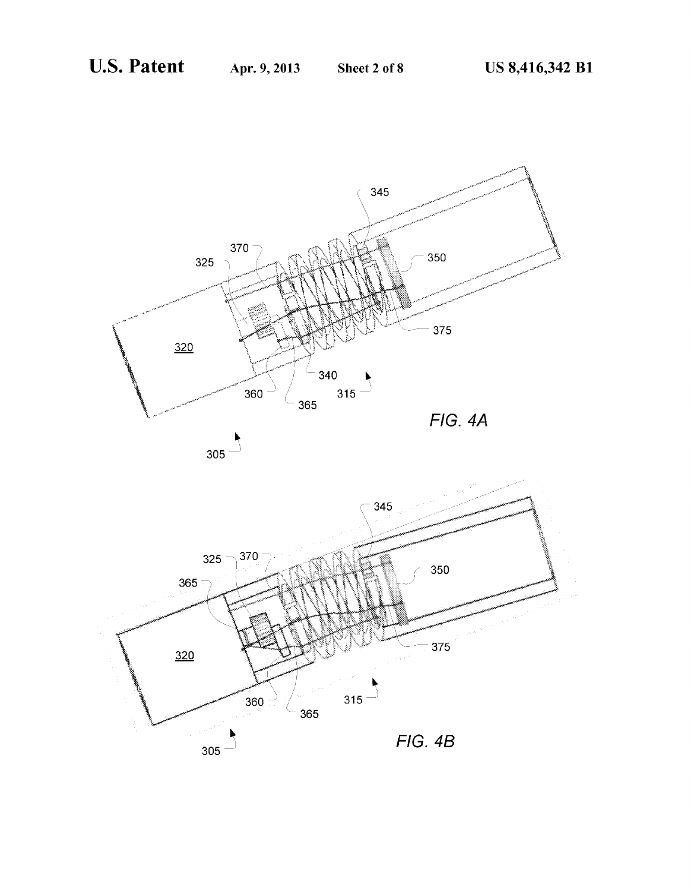FIG. 4A

FIG. 4B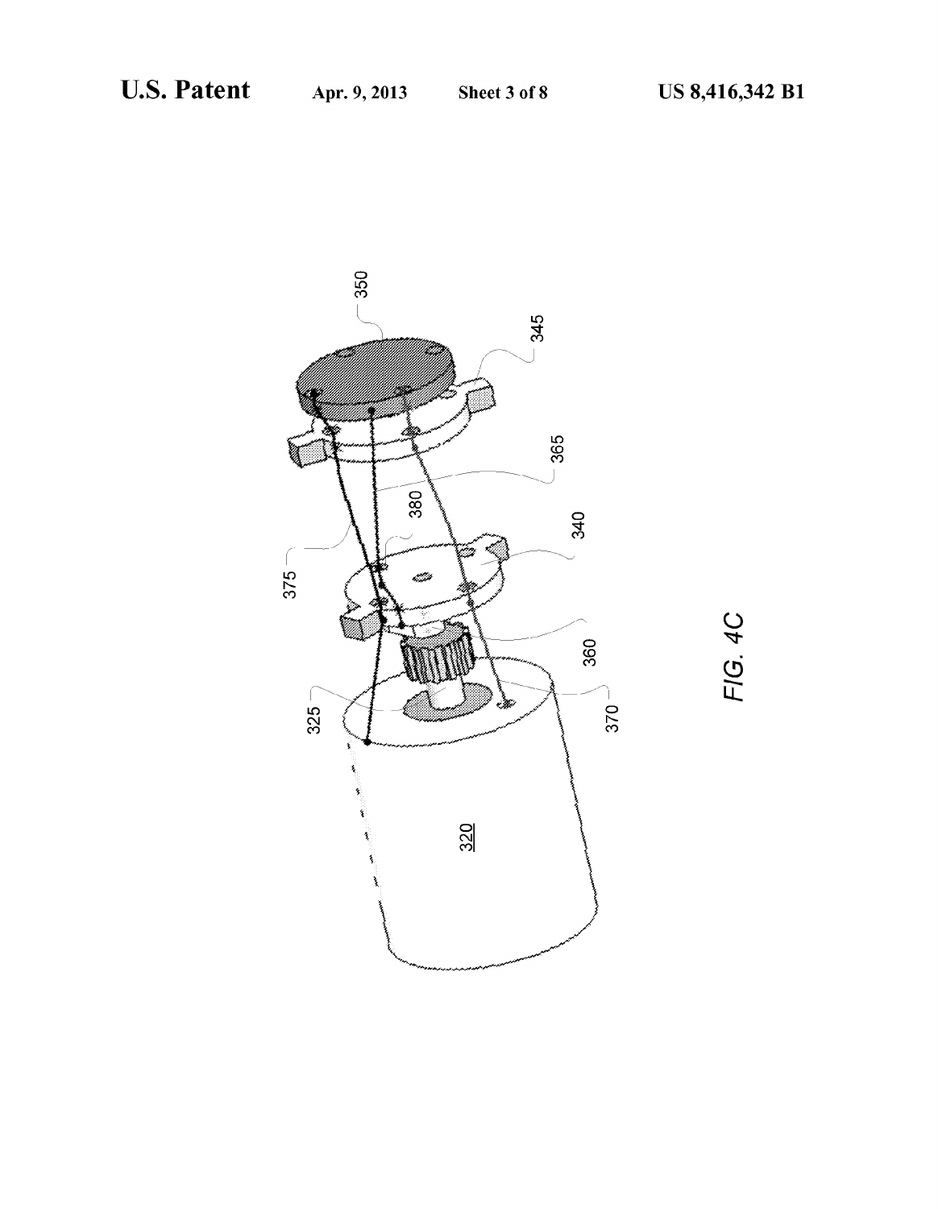FIG. 4C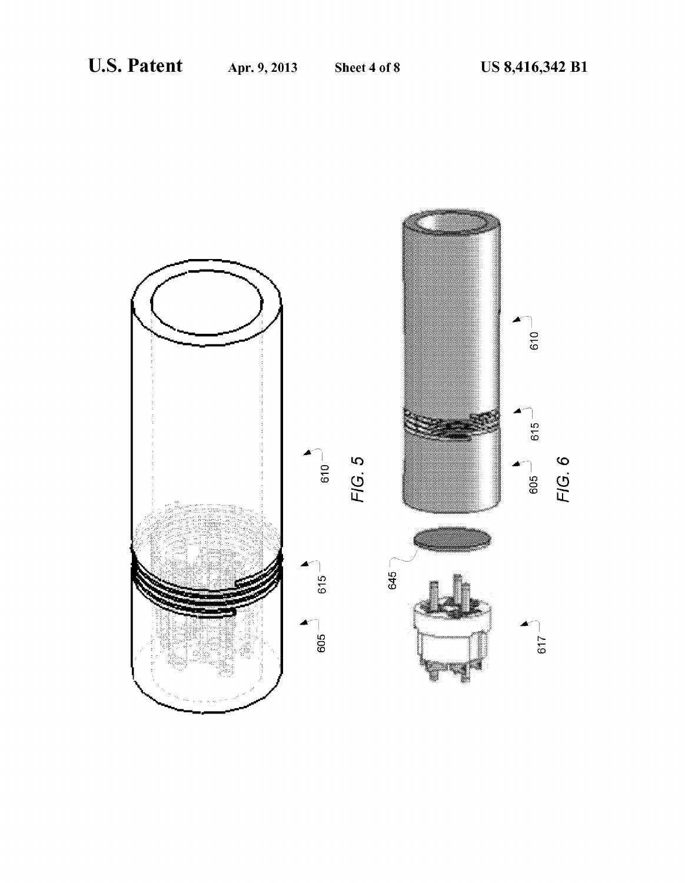FIG. 5

FIG. 6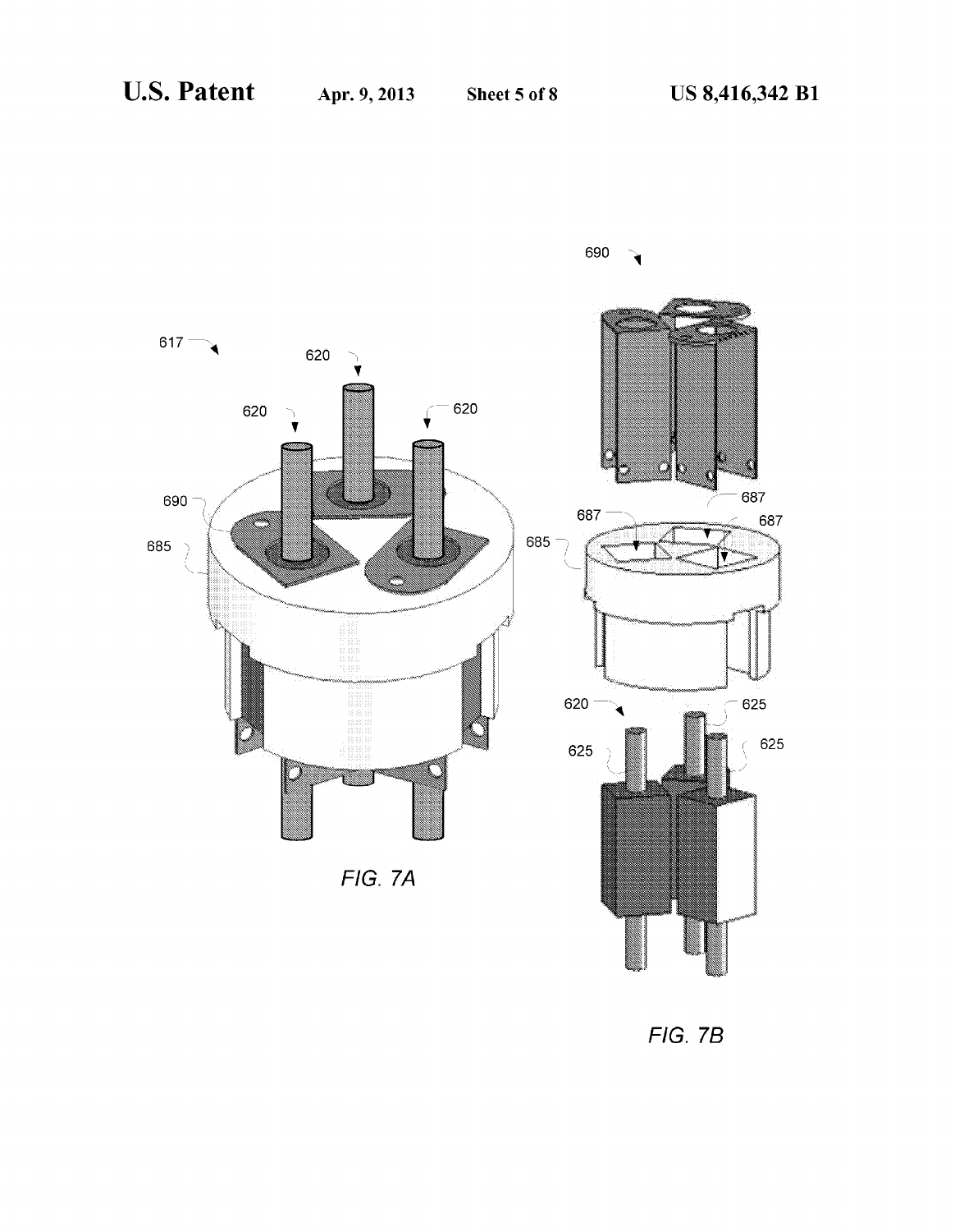FIG. 7A

FIG. 7B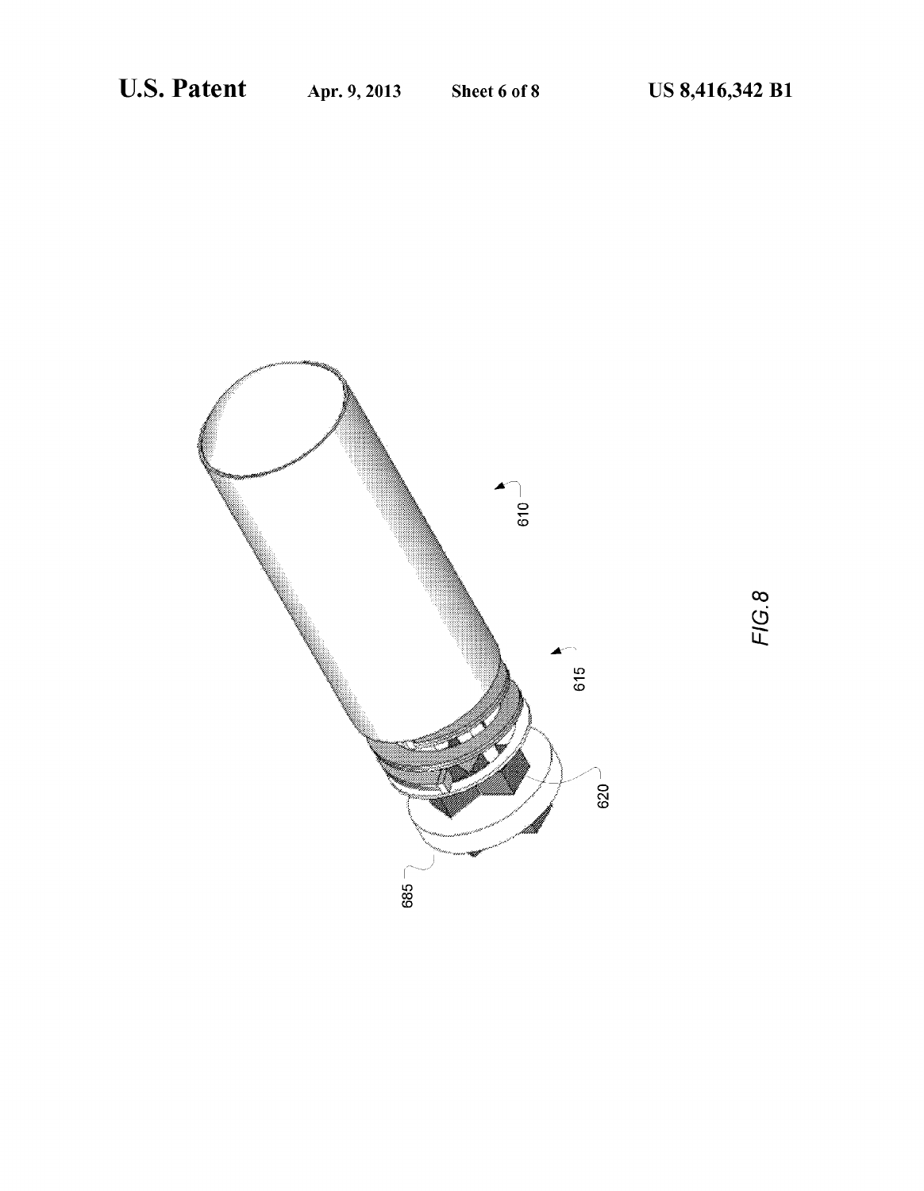610

615

620

685

FIG. 8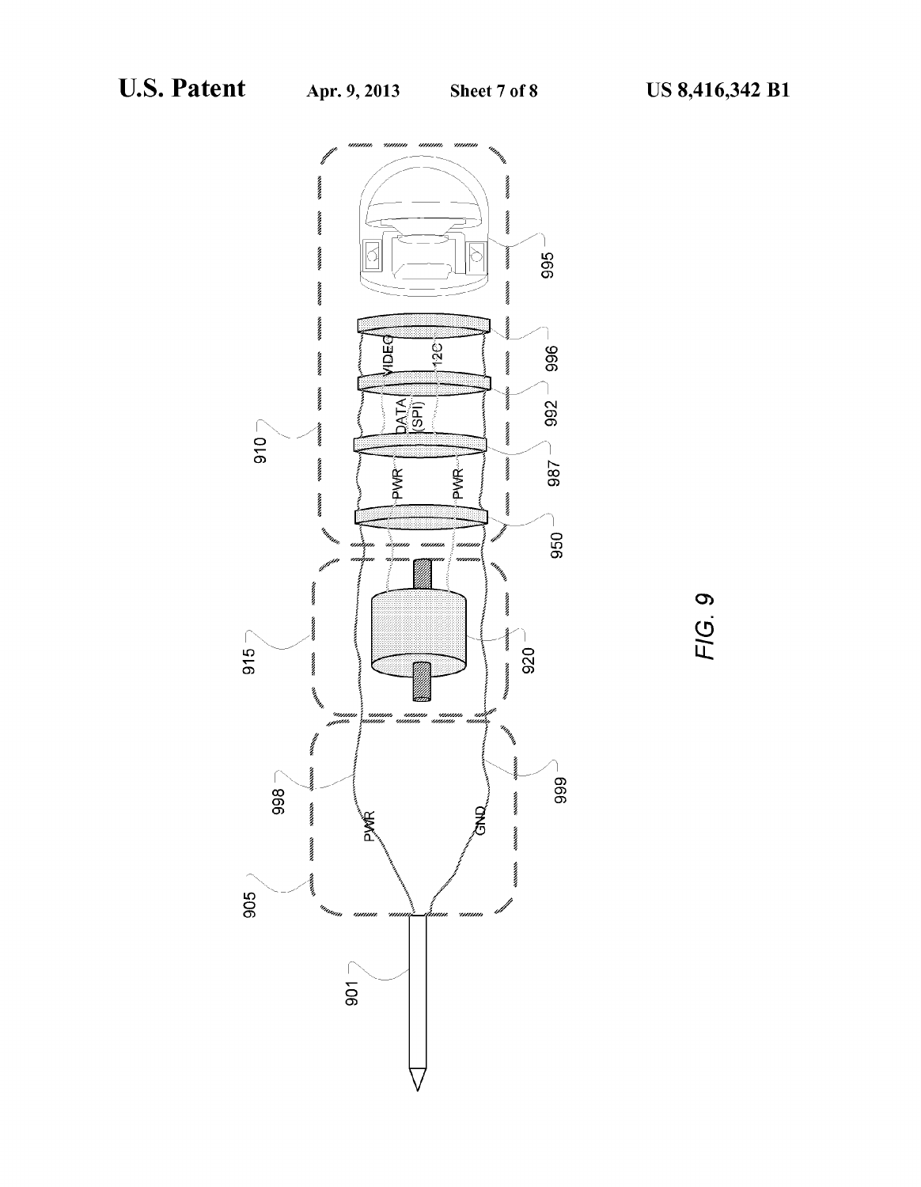FIG. 9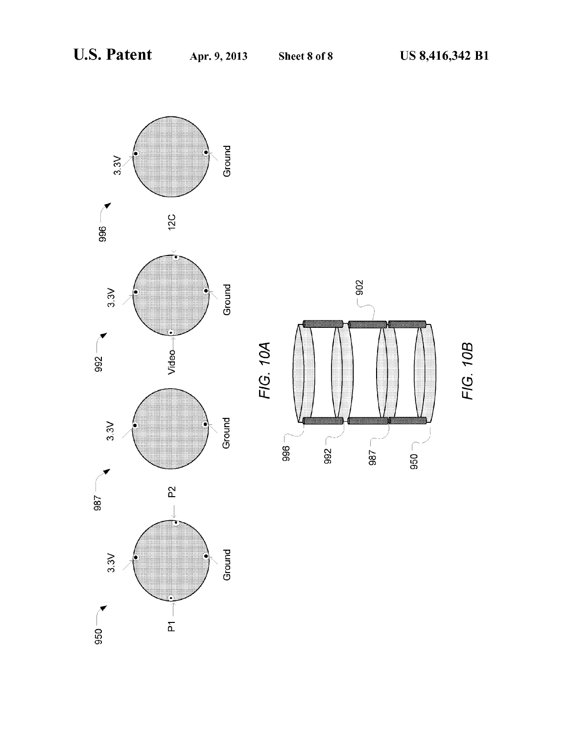FIG. 10A

FIG. 10B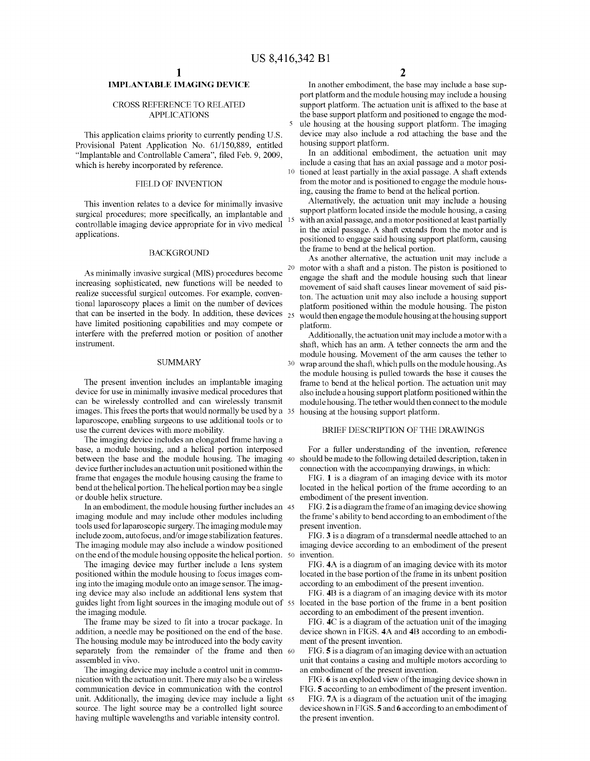# IMPLANTABLE IMAGING DEVICE

## CROSS REFERENCE TO RELATED APPLICATIONS

This application claims priority to currently pending U.S. Provisional Patent Application No. 61/150,889, entitled "Implantable and Controllable Camera", filed Feb. 9, 2009, which is hereby incorporated by reference.

## FIELD OF INVENTION

This invention relates to a device for minimally invasive surgical procedures; more specifically, an implantable and controllable imaging device appropriate for in vivo medical applications.

## BACKGROUND

As minimally invasive surgical (MIS) procedures become increasing sophisticated, new functions will be needed to realize successful surgical outcomes. For example, conventional laparoscopy places a limit on the number of devices that can be inserted in the body. In addition, these devices have limited positioning capabilities and may compete or interfere with the preferred motion or position of another instrument.

## SUMMARY

The present invention includes an implantable imaging device for use in minimally invasive medical procedures that can be wirelessly controlled and can wirelessly transmit images. This frees the ports that would normally be used by a laparoscope, enabling surgeons to use additional tools or to use the current devices with more mobility.

The imaging device includes an elongated frame having a base, a module housing, and a helical portion interposed between the base and the module housing. The imaging device further includes an actuation unit positioned within the frame that engages the module housing causing the frame to bend at the helical portion. The helical portion may be a single or double helix structure.

In an embodiment, the module housing further includes an imaging module and may include other modules including tools used for laparoscopic surgery. The imaging module may include zoom, autofocus, and/or image stabilization features. The imaging module may also include a window positioned on the end of the module housing opposite the helical portion.

The imaging device may further include a lens system positioned within the module housing to focus images coming into the imaging module onto an image sensor. The imaging device may also include an additional lens system that guides light from light sources in the imaging module out of the imaging module.

The frame may be sized to fit into a trocar package. In addition, a needle may be positioned on the end of the base. The housing module may be introduced into the body cavity separately from the remainder of the frame and then assembled in vivo.

The imaging device may include a control unit in communication with the actuation unit. There may also be a wireless communication device in communication with the control unit. Additionally, the imaging device may include a light source. The light source may be a controlled light source having multiple wavelengths and variable intensity control.

In another embodiment, the base may include a base support platform and the module housing may include a housing support platform. The actuation unit is affixed to the base at the base support platform and positioned to engage the module housing at the housing support platform. The imaging device may also include a rod attaching the base and the housing support platform.

In an additional embodiment, the actuation unit may include a casing that has an axial passage and a motor positioned at least partially in the axial passage. A shaft extends from the motor and is positioned to engage the module housing, causing the frame to bend at the helical portion.

Alternatively, the actuation unit may include a housing support platform located inside the module housing, a casing with an axial passage, and a motor positioned at least partially in the axial passage. A shaft extends from the motor and is positioned to engage said housing support platform, causing the frame to bend at the helical portion.

As another alternative, the actuation unit may include a motor with a shaft and a piston. The piston is positioned to engage the shaft and the module housing such that linear movement of said shaft causes linear movement of said piston. The actuation unit may also include a housing support platform positioned within the module housing. The piston would then engage the module housing at the housing support platform.

Additionally, the actuation unit may include a motor with a shaft, which has an arm. A tether connects the arm and the module housing. Movement of the arm causes the tether to wrap around the shaft, which pulls on the module housing. As the module housing is pulled towards the base it causes the frame to bend at the helical portion. The actuation unit may also include a housing support platform positioned within the module housing. The tether would then connect to the module housing at the housing support platform.

## BRIEF DESCRIPTION OF THE DRAWINGS

For a fuller understanding of the invention, reference should be made to the following detailed description, taken in connection with the accompanying drawings, in which:

FIG. **1** is a diagram of an imaging device with its motor located in the helical portion of the frame according to an embodiment of the present invention.

FIG. **2** is a diagram the frame of an imaging device showing the frame's ability to bend according to an embodiment of the present invention.

FIG. **3** is a diagram of a transdermal needle attached to an imaging device according to an embodiment of the present invention.

FIG. **4A** is a diagram of an imaging device with its motor located in the base portion of the frame in its unbent position according to an embodiment of the present invention.

FIG. **4B** is a diagram of an imaging device with its motor located in the base portion of the frame in a bent position according to an embodiment of the present invention.

FIG. **4C** is a diagram of the actuation unit of the imaging device shown in FIGS. **4A** and **4B** according to an embodiment of the present invention.

FIG. **5** is a diagram of an imaging device with an actuation unit that contains a casing and multiple motors according to an embodiment of the present invention.

FIG. **6** is an exploded view of the imaging device shown in FIG. **5** according to an embodiment of the present invention.

FIG. **7A** is a diagram of the actuation unit of the imaging device shown in FIGS. **5** and **6** according to an embodiment of the present invention.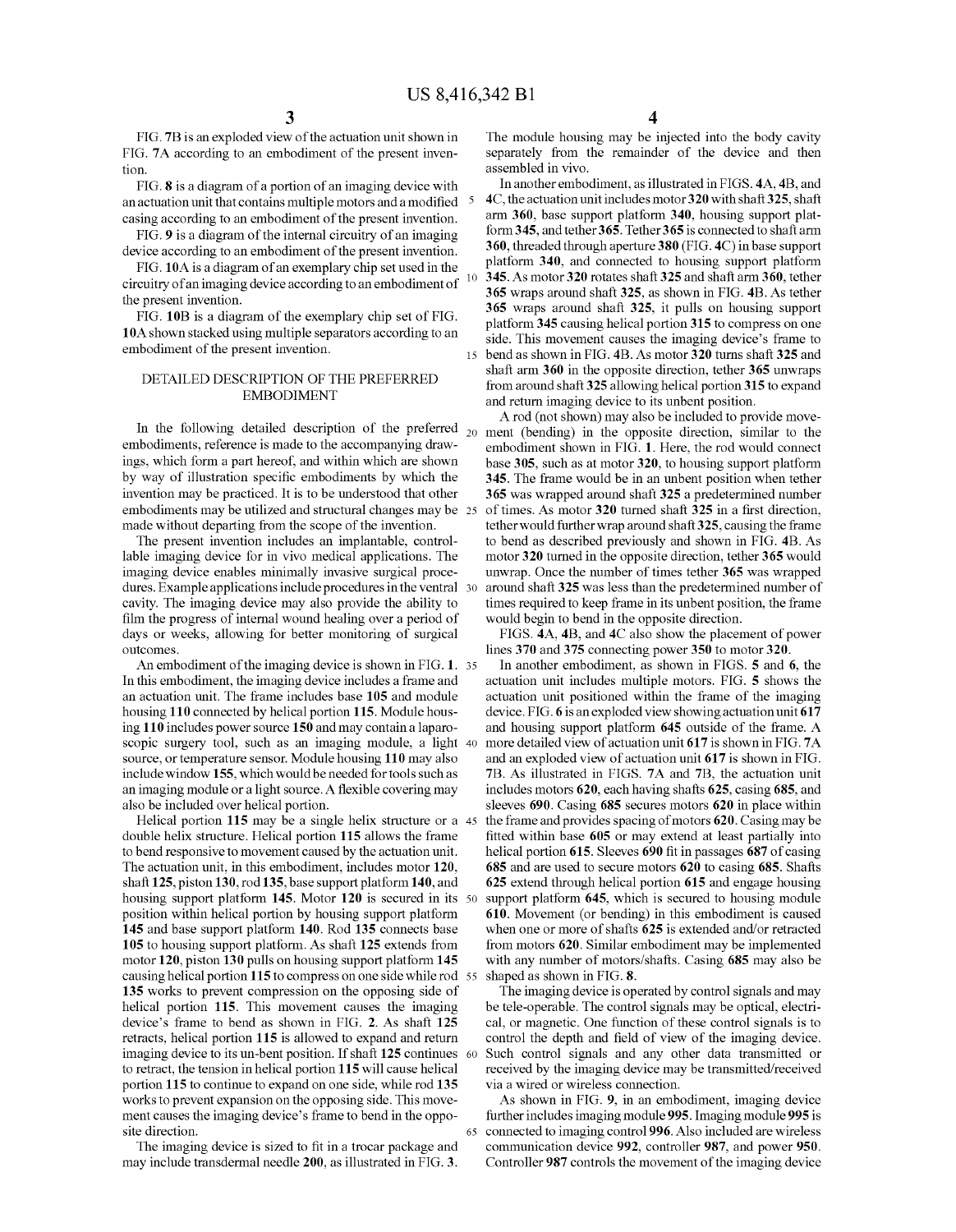FIG. 7B is an exploded view of the actuation unit shown in FIG. 7A according to an embodiment of the present invention.

FIG. 8 is a diagram of a portion of an imaging device with an actuation unit that contains multiple motors and a modified casing according to an embodiment of the present invention.

FIG. 9 is a diagram of the internal circuitry of an imaging device according to an embodiment of the present invention.

FIG. 10A is a diagram of an exemplary chip set used in the circuitry of an imaging device according to an embodiment of the present invention.

FIG. 10B is a diagram of the exemplary chip set of FIG. 10A shown stacked using multiple separators according to an embodiment of the present invention.

## DETAILED DESCRIPTION OF THE PREFERRED EMBODIMENT

In the following detailed description of the preferred embodiments, reference is made to the accompanying drawings, which form a part hereof, and within which are shown by way of illustration specific embodiments by which the invention may be practiced. It is to be understood that other embodiments may be utilized and structural changes may be made without departing from the scope of the invention.

The present invention includes an implantable, controllable imaging device for in vivo medical applications. The imaging device enables minimally invasive surgical procedures. Example applications include procedures in the ventral cavity. The imaging device may also provide the ability to film the progress of internal wound healing over a period of days or weeks, allowing for better monitoring of surgical outcomes.

An embodiment of the imaging device is shown in FIG. 1. In this embodiment, the imaging device includes a frame and an actuation unit. The frame includes base **105** and module housing **110** connected by helical portion **115**. Module housing **110** includes power source **150** and may contain a laparoscopic surgery tool, such as an imaging module, a light source, or temperature sensor. Module housing **110** may also include window **155**, which would be needed for tools such as an imaging module or a light source. A flexible covering may also be included over helical portion.

Helical portion **115** may be a single helix structure or a double helix structure. Helical portion **115** allows the frame to bend responsive to movement caused by the actuation unit. The actuation unit, in this embodiment, includes motor **120**, shaft **125**, piston **130**, rod **135**, base support platform **140**, and housing support platform **145**. Motor **120** is secured in its position within helical portion by housing support platform **145** and base support platform **140**. Rod **135** connects base **105** to housing support platform. As shaft **125** extends from motor **120**, piston **130** pulls on housing support platform **145** causing helical portion **115** to compress on one side while rod **135** works to prevent compression on the opposing side of helical portion **115**. This movement causes the imaging device's frame to bend as shown in FIG. 2. As shaft **125** retracts, helical portion **115** is allowed to expand and return imaging device to its un-bent position. If shaft **125** continues to retract, the tension in helical portion **115** will cause helical portion **115** to continue to expand on one side, while rod **135** works to prevent expansion on the opposing side. This movement causes the imaging device's frame to bend in the opposite direction.

The imaging device is sized to fit in a trocar package and may include transdermal needle **200**, as illustrated in FIG. 3. The module housing may be injected into the body cavity separately from the remainder of the device and then assembled in vivo.

In another embodiment, as illustrated in FIGS. 4A, 4B, and 4C, the actuation unit includes motor **320** with shaft **325**, shaft arm **360**, base support platform **340**, housing support platform **345**, and tether **365**. Tether **365** is connected to shaft arm **360**, threaded through aperture **380** (FIG. 4C) in base support platform **340**, and connected to housing support platform **345**. As motor **320** rotates shaft **325** and shaft arm **360**, tether **365** wraps around shaft **325**, as shown in FIG. 4B. As tether **365** wraps around shaft **325**, it pulls on housing support platform **345** causing helical portion **315** to compress on one side. This movement causes the imaging device's frame to bend as shown in FIG. 4B. As motor **320** turns shaft **325** and shaft arm **360** in the opposite direction, tether **365** unwraps from around shaft **325** allowing helical portion **315** to expand and return imaging device to its unbent position.

A rod (not shown) may also be included to provide movement (bending) in the opposite direction, similar to the embodiment shown in FIG. 1. Here, the rod would connect base **305**, such as at motor **320**, to housing support platform **345**. The frame would be in an unbent position when tether **365** was wrapped around shaft **325** a predetermined number of times. As motor **320** turned shaft **325** in a first direction, tether would further wrap around shaft **325**, causing the frame to bend as described previously and shown in FIG. 4B. As motor **320** turned in the opposite direction, tether **365** would unwrap. Once the number of times tether **365** was wrapped around shaft **325** was less than the predetermined number of times required to keep frame in its unbent position, the frame would begin to bend in the opposite direction.

FIGS. 4A, 4B, and 4C also show the placement of power lines **370** and **375** connecting power **350** to motor **320**.

In another embodiment, as shown in FIGS. 5 and 6, the actuation unit includes multiple motors. FIG. 5 shows the actuation unit positioned within the frame of the imaging device. FIG. 6 is an exploded view showing actuation unit **617** and housing support platform **645** outside of the frame. A more detailed view of actuation unit **617** is shown in FIG. 7A and an exploded view of actuation unit **617** is shown in FIG. 7B. As illustrated in FIGS. 7A and 7B, the actuation unit includes motors **620**, each having shafts **625**, casing **685**, and sleeves **690**. Casing **685** secures motors **620** in place within the frame and provides spacing of motors **620**. Casing may be fitted within base **605** or may extend at least partially into helical portion **615**. Sleeves **690** fit in passages **687** of casing **685** and are used to secure motors **620** to casing **685**. Shafts **625** extend through helical portion **615** and engage housing support platform **645**, which is secured to housing module **610**. Movement (or bending) in this embodiment is caused when one or more of shafts **625** is extended and/or retracted from motors **620**. Similar embodiment may be implemented with any number of motors/shafts. Casing **685** may also be shaped as shown in FIG. 8.

The imaging device is operated by control signals and may be tele-operable. The control signals may be optical, electrical, or magnetic. One function of these control signals is to control the depth and field of view of the imaging device. Such control signals and any other data transmitted or received by the imaging device may be transmitted/received via a wired or wireless connection.

As shown in FIG. 9, in an embodiment, imaging device further includes imaging module **995**. Imaging module **995** is connected to imaging control **996**. Also included are wireless communication device **992**, controller **987**, and power **950**. Controller **987** controls the movement of the imaging device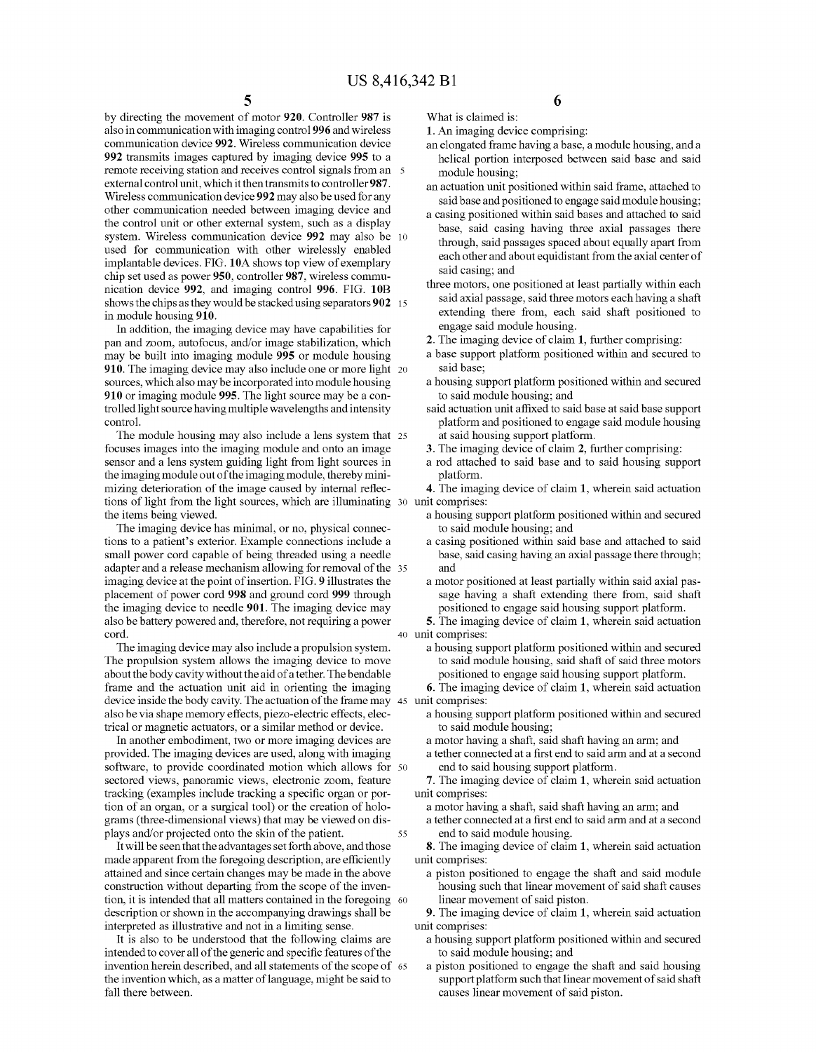by directing the movement of motor 920. Controller 987 is also in communication with imaging control 996 and wireless communication device 992. Wireless communication device 992 transmits images captured by imaging device 995 to a remote receiving station and receives control signals from an external control unit, which it then transmits to controller 987. Wireless communication device 992 may also be used for any other communication needed between imaging device and the control unit or other external system, such as a display system. Wireless communication device 992 may also be used for communication with other wirelessly enabled implantable devices. FIG. 10A shows top view of exemplary chip set used as power 950, controller 987, wireless communication device 992, and imaging control 996. FIG. 10B shows the chips as they would be stacked using separators 902 in module housing 910.

In addition, the imaging device may have capabilities for pan and zoom, autofocus, and/or image stabilization, which may be built into imaging module 995 or module housing 910. The imaging device may also include one or more light sources, which also may be incorporated into module housing 910 or imaging module 995. The light source may be a controlled light source having multiple wavelengths and intensity control.

The module housing may also include a lens system that focuses images into the imaging module and onto an image sensor and a lens system guiding light from light sources in the imaging module out of the imaging module, thereby minimizing deterioration of the image caused by internal reflections of light from the light sources, which are illuminating the items being viewed.

The imaging device has minimal, or no, physical connections to a patient's exterior. Example connections include a small power cord capable of being threaded using a needle adapter and a release mechanism allowing for removal of the imaging device at the point of insertion. FIG. 9 illustrates the placement of power cord 998 and ground cord 999 through the imaging device to needle 901. The imaging device may also be battery powered and, therefore, not requiring a power cord.

The imaging device may also include a propulsion system. The propulsion system allows the imaging device to move about the body cavity without the aid of a tether. The bendable frame and the actuation unit aid in orienting the imaging device inside the body cavity. The actuation of the frame may also be via shape memory effects, piezo-electric effects, electrical or magnetic actuators, or a similar method or device.

In another embodiment, two or more imaging devices are provided. The imaging devices are used, along with imaging software, to provide coordinated motion which allows for sectored views, panoramic views, electronic zoom, feature tracking (examples include tracking a specific organ or portion of an organ, or a surgical tool) or the creation of holograms (three-dimensional views) that may be viewed on displays and/or projected onto the skin of the patient.

It will be seen that the advantages set forth above, and those made apparent from the foregoing description, are efficiently attained and since certain changes may be made in the above construction without departing from the scope of the invention, it is intended that all matters contained in the foregoing description or shown in the accompanying drawings shall be interpreted as illustrative and not in a limiting sense.

It is also to be understood that the following claims are intended to cover all of the generic and specific features of the invention herein described, and all statements of the scope of the invention which, as a matter of language, might be said to fall there between.

What is claimed is:

1. An imaging device comprising:
   - an elongated frame having a base, a module housing, and a helical portion interposed between said base and said module housing;
   - an actuation unit positioned within said frame, attached to said base and positioned to engage said module housing;
   - a casing positioned within said bases and attached to said base, said casing having three axial passages there through, said passages spaced about equally apart from each other and about equidistant from the axial center of said casing; and
   - three motors, one positioned at least partially within each said axial passage, said three motors each having a shaft extending there from, each said shaft positioned to engage said module housing.

2. The imaging device of claim 1, further comprising:
   - a base support platform positioned within and secured to said base;
   - a housing support platform positioned within and secured to said module housing; and
   - said actuation unit affixed to said base at said base support platform and positioned to engage said module housing at said housing support platform.

3. The imaging device of claim 2, further comprising:
   - a rod attached to said base and to said housing support platform.

4. The imaging device of claim 1, wherein said actuation unit comprises:
   - a housing support platform positioned within and secured to said module housing; and
   - a casing positioned within said base and attached to said base, said casing having an axial passage there through; and
   - a motor positioned at least partially within said axial passage having a shaft extending there from, said shaft positioned to engage said housing support platform.

5. The imaging device of claim 1, wherein said actuation unit comprises:
   - a housing support platform positioned within and secured to said module housing, said shaft of said three motors positioned to engage said housing support platform.

6. The imaging device of claim 1, wherein said actuation unit comprises:
   - a housing support platform positioned within and secured to said module housing;
   - a motor having a shaft, said shaft having an arm; and
   - a tether connected at a first end to said arm and at a second end to said housing support platform.

7. The imaging device of claim 1, wherein said actuation unit comprises:
   - a motor having a shaft, said shaft having an arm; and
   - a tether connected at a first end to said arm and at a second end to said module housing.

8. The imaging device of claim 1, wherein said actuation unit comprises:
   - a piston positioned to engage the shaft and said module housing such that linear movement of said shaft causes linear movement of said piston.

9. The imaging device of claim 1, wherein said actuation unit comprises:
   - a housing support platform positioned within and secured to said module housing; and
   - a piston positioned to engage the shaft and said housing support platform such that linear movement of said shaft causes linear movement of said piston.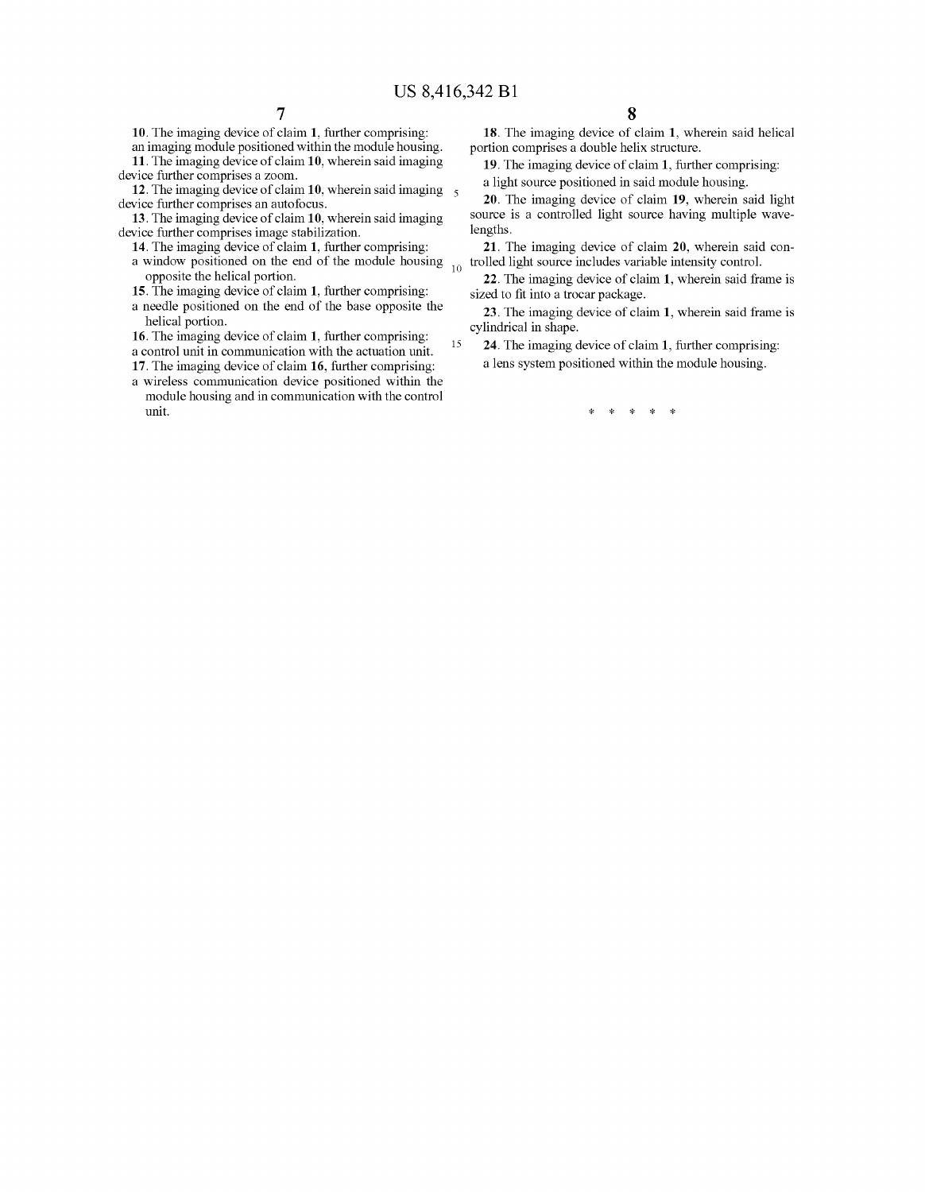10. The imaging device of claim **1**, further comprising:

an imaging module positioned within the module housing.

11. The imaging device of claim **10**, wherein said imaging device further comprises a zoom.

12. The imaging device of claim **10**, wherein said imaging device further comprises an autofocus.

13. The imaging device of claim **10**, wherein said imaging device further comprises image stabilization.

14. The imaging device of claim **1**, further comprising:

a window positioned on the end of the module housing opposite the helical portion.

15. The imaging device of claim **1**, further comprising:

a needle positioned on the end of the base opposite the helical portion.

16. The imaging device of claim **1**, further comprising:

a control unit in communication with the actuation unit.

17. The imaging device of claim **16**, further comprising:

a wireless communication device positioned within the module housing and in communication with the control unit.

18. The imaging device of claim **1**, wherein said helical portion comprises a double helix structure.

19. The imaging device of claim **1**, further comprising:

a light source positioned in said module housing.

20. The imaging device of claim **19**, wherein said light source is a controlled light source having multiple wavelengths.

21. The imaging device of claim **20**, wherein said controlled light source includes variable intensity control.

22. The imaging device of claim **1**, wherein said frame is sized to fit into a trocar package.

23. The imaging device of claim **1**, wherein said frame is cylindrical in shape.

24. The imaging device of claim **1**, further comprising:

a lens system positioned within the module housing.

* * * * *